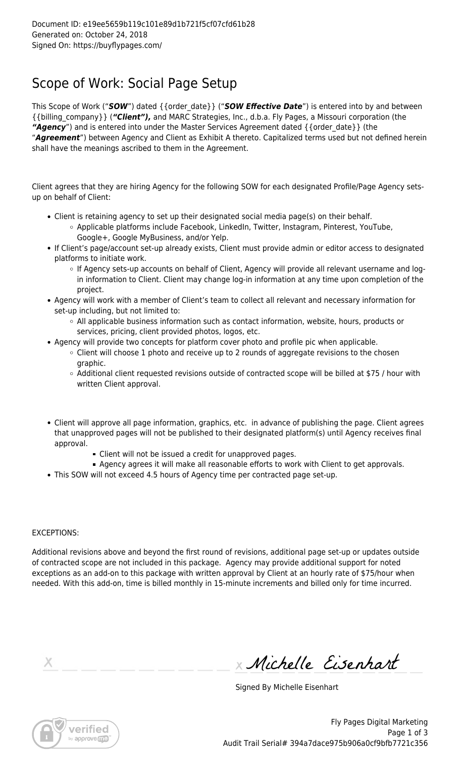Document ID: e19ee5659b119c101e89d1b721f5cf07cfd61b28
Generated on: October 24, 2018
Signed On: https://buyflypages.com/

# Scope of Work: Social Page Setup

This Scope of Work ("***SOW***") dated {{order_date}} ("***SOW Effective Date***") is entered into by and between {{billing_company}} (***"Client"),*** and MARC Strategies, Inc., d.b.a. Fly Pages, a Missouri corporation (the ***"Agency"***) and is entered into under the Master Services Agreement dated {{order_date}} (the "***Agreement***") between Agency and Client as Exhibit A thereto. Capitalized terms used but not defined herein shall have the meanings ascribed to them in the Agreement.

Client agrees that they are hiring Agency for the following SOW for each designated Profile/Page Agency sets-up on behalf of Client:

- Client is retaining agency to set up their designated social media page(s) on their behalf.
  - Applicable platforms include Facebook, LinkedIn, Twitter, Instagram, Pinterest, YouTube, Google+, Google MyBusiness, and/or Yelp.
- If Client's page/account set-up already exists, Client must provide admin or editor access to designated platforms to initiate work.
  - If Agency sets-up accounts on behalf of Client, Agency will provide all relevant username and log-in information to Client. Client may change log-in information at any time upon completion of the project.
- Agency will work with a member of Client's team to collect all relevant and necessary information for set-up including, but not limited to:
  - All applicable business information such as contact information, website, hours, products or services, pricing, client provided photos, logos, etc.
- Agency will provide two concepts for platform cover photo and profile pic when applicable.
  - Client will choose 1 photo and receive up to 2 rounds of aggregate revisions to the chosen graphic.
  - Additional client requested revisions outside of contracted scope will be billed at $75 / hour with written Client approval.

- Client will approve all page information, graphics, etc. in advance of publishing the page. Client agrees that unapproved pages will not be published to their designated platform(s) until Agency receives final approval.
  - Client will not be issued a credit for unapproved pages.
  - Agency agrees it will make all reasonable efforts to work with Client to get approvals.
- This SOW will not exceed 4.5 hours of Agency time per contracted page set-up.

EXCEPTIONS:

Additional revisions above and beyond the first round of revisions, additional page set-up or updates outside of contracted scope are not included in this package. Agency may provide additional support for noted exceptions as an add-on to this package with written approval by Client at an hourly rate of $75/hour when needed. With this add-on, time is billed monthly in 15-minute increments and billed only for time incurred.

x ____________________ x *Michelle Eisenhart*

Signed By Michelle Eisenhart

Fly Pages Digital Marketing

Audit Trail Serial# 394a7dace975b906a0cf9bfb7721c356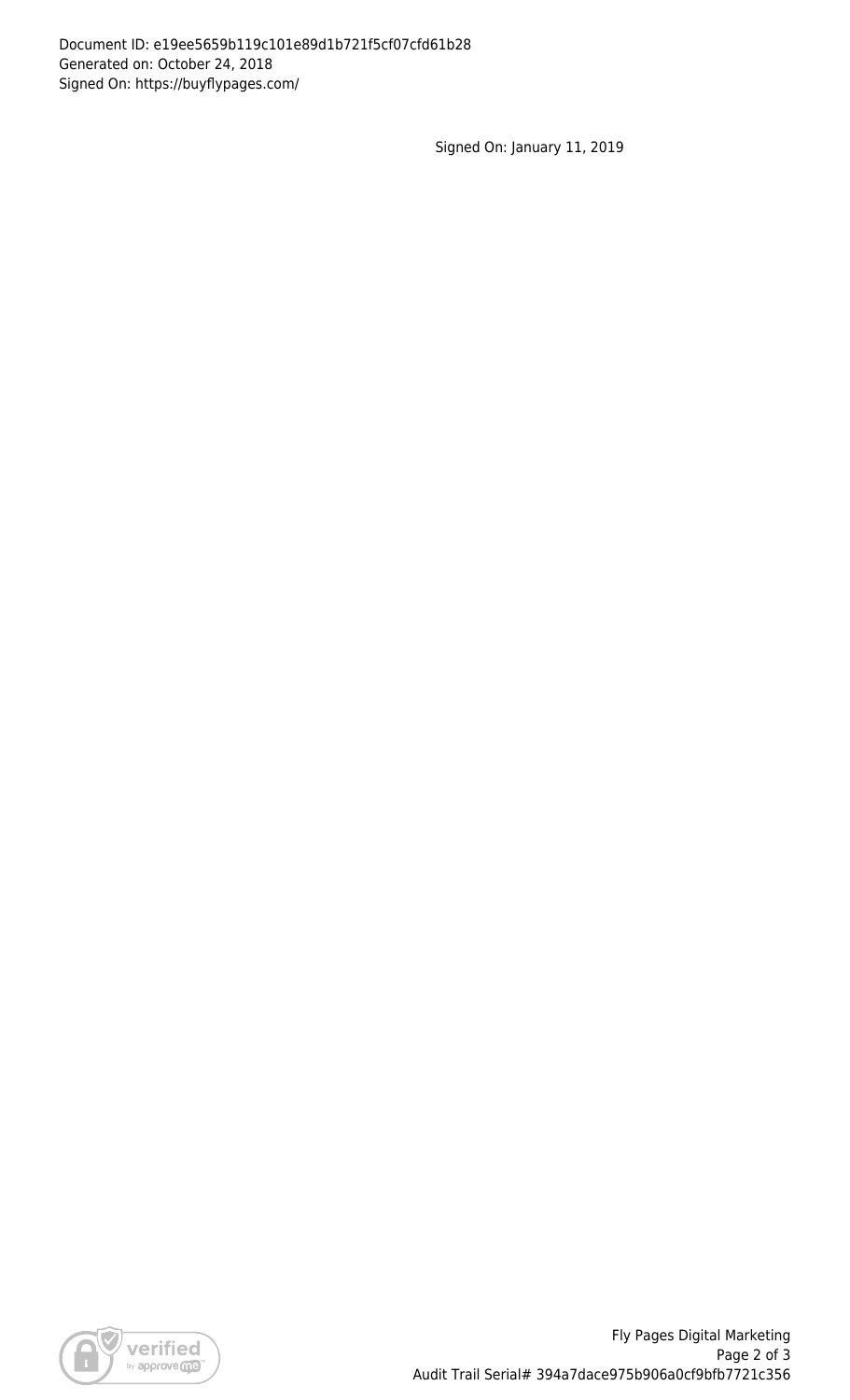Document ID: e19ee5659b119c101e89d1b721f5cf07cfd61b28
Generated on: October 24, 2018
Signed On: https://buyflypages.com/

Signed On: January 11, 2019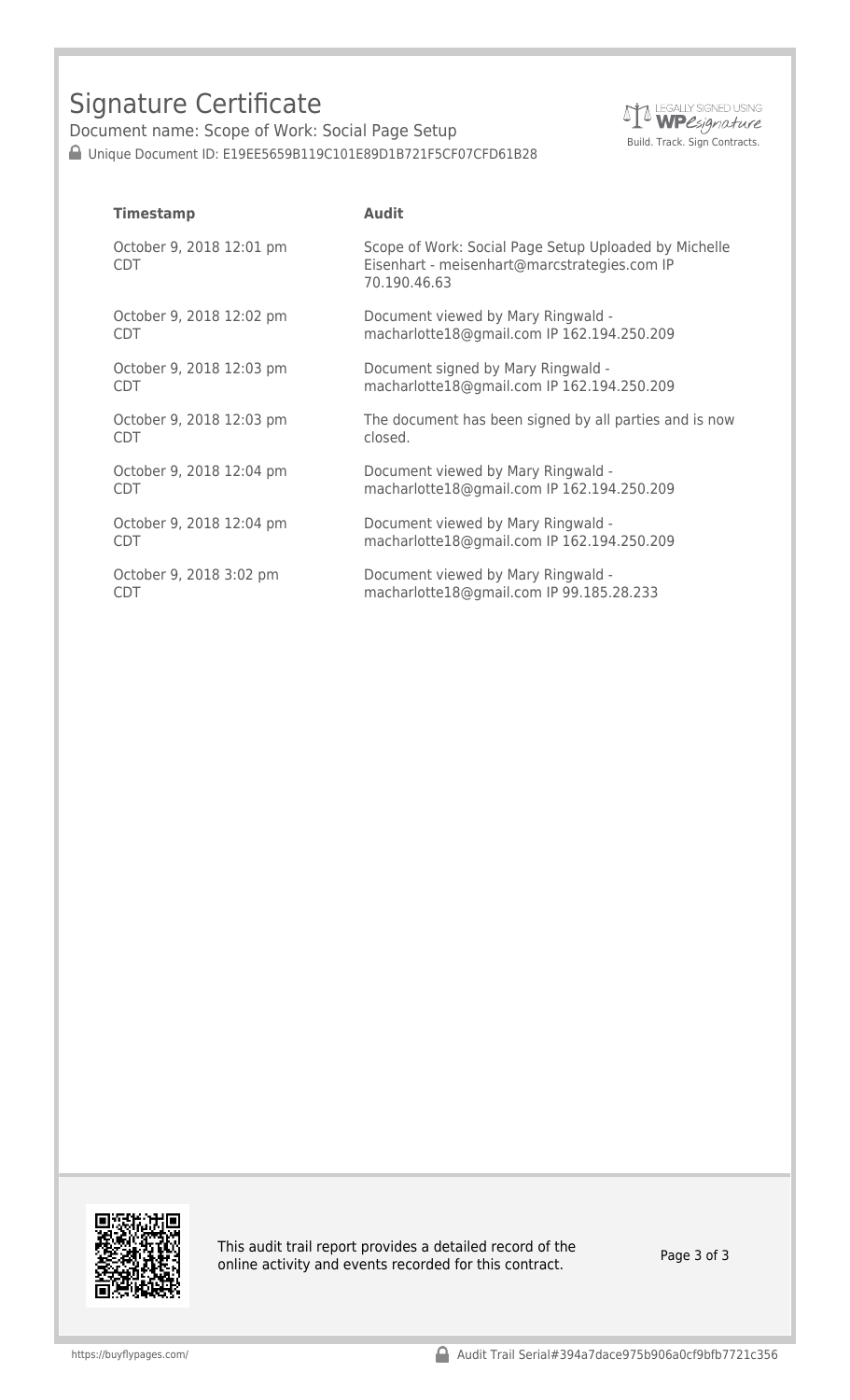# Signature Certificate

Document name: Scope of Work: Social Page Setup

Unique Document ID: E19EE5659B119C101E89D1B721F5CF07CFD61B28

LEGALLY SIGNED USING **WP**eSignature

Build. Track. Sign Contracts.

| Timestamp | Audit |
| --- | --- |
| October 9, 2018 12:01 pm CDT | Scope of Work: Social Page Setup Uploaded by Michelle Eisenhart - meisenhart@marcstrategies.com IP 70.190.46.63 |
| October 9, 2018 12:02 pm CDT | Document viewed by Mary Ringwald - macharlotte18@gmail.com IP 162.194.250.209 |
| October 9, 2018 12:03 pm CDT | Document signed by Mary Ringwald - macharlotte18@gmail.com IP 162.194.250.209 |
| October 9, 2018 12:03 pm CDT | The document has been signed by all parties and is now closed. |
| October 9, 2018 12:04 pm CDT | Document viewed by Mary Ringwald - macharlotte18@gmail.com IP 162.194.250.209 |
| October 9, 2018 12:04 pm CDT | Document viewed by Mary Ringwald - macharlotte18@gmail.com IP 162.194.250.209 |
| October 9, 2018 3:02 pm CDT | Document viewed by Mary Ringwald - macharlotte18@gmail.com IP 99.185.28.233 |

This audit trail report provides a detailed record of the online activity and events recorded for this contract.

https://buyflypages.com/

Audit Trail Serial#394a7dace975b906a0cf9bfb7721c356